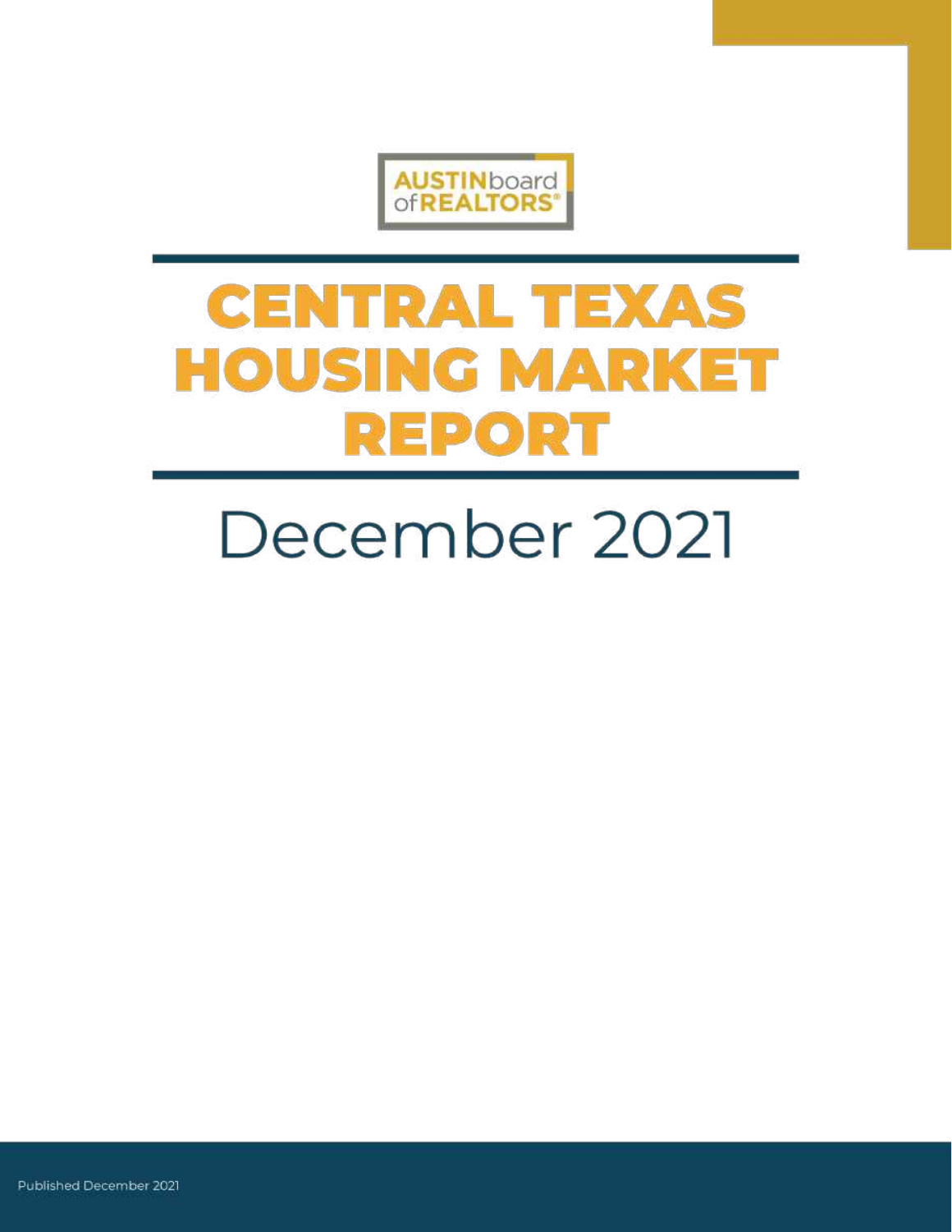AUSTINboard of REALTORS®

# CENTRAL TEXAS HOUSING MARKET REPORT

## December 2021

Published December 2021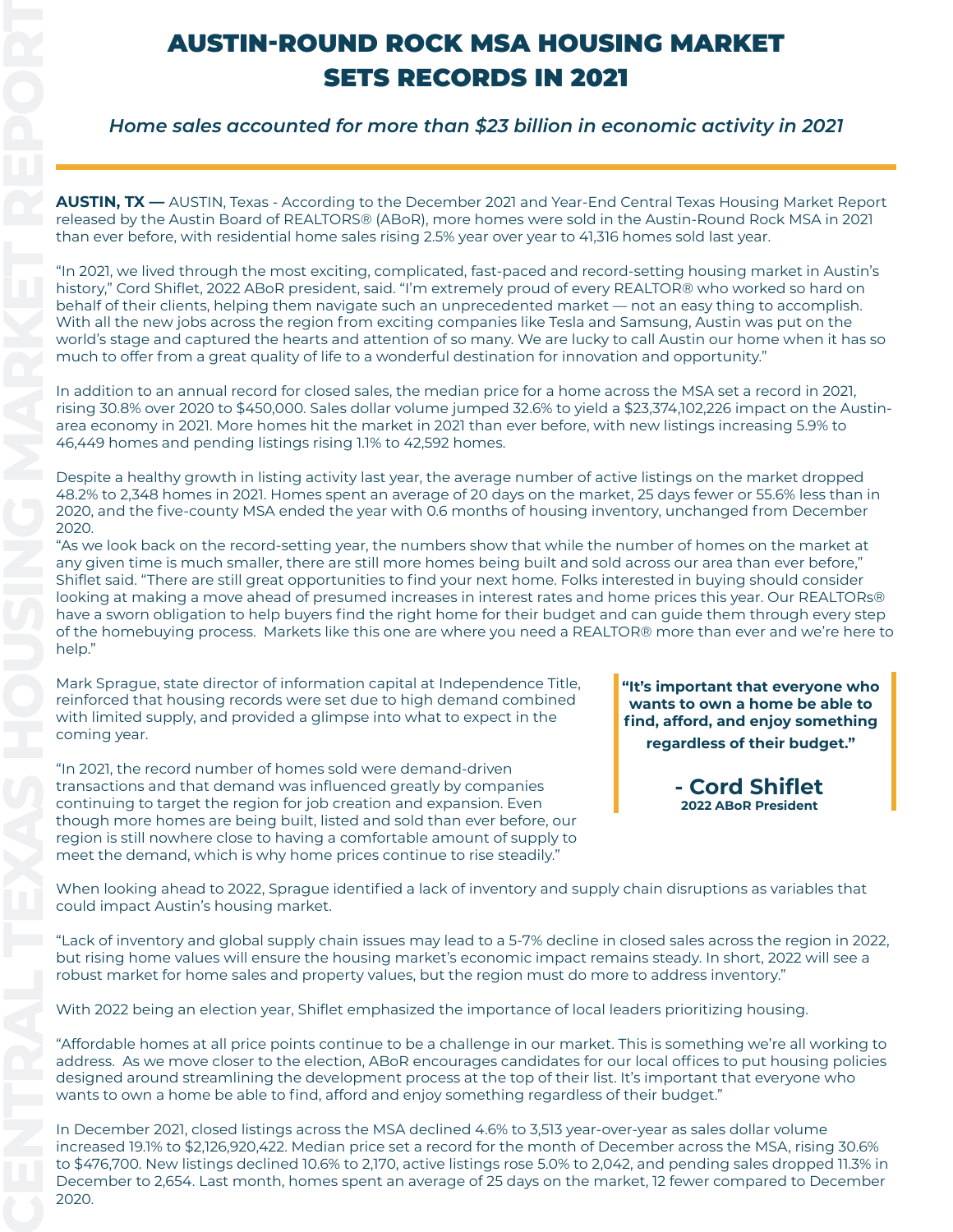# AUSTIN-ROUND ROCK MSA HOUSING MARKET SETS RECORDS IN 2021

*Home sales accounted for more than $23 billion in economic activity in 2021*

**AUSTIN, TX —** AUSTIN, Texas - According to the December 2021 and Year-End Central Texas Housing Market Report released by the Austin Board of REALTORS® (ABoR), more homes were sold in the Austin-Round Rock MSA in 2021 than ever before, with residential home sales rising 2.5% year over year to 41,316 homes sold last year.

"In 2021, we lived through the most exciting, complicated, fast-paced and record-setting housing market in Austin's history," Cord Shiflet, 2022 ABoR president, said. "I'm extremely proud of every REALTOR® who worked so hard on behalf of their clients, helping them navigate such an unprecedented market — not an easy thing to accomplish. With all the new jobs across the region from exciting companies like Tesla and Samsung, Austin was put on the world's stage and captured the hearts and attention of so many. We are lucky to call Austin our home when it has so much to offer from a great quality of life to a wonderful destination for innovation and opportunity."

In addition to an annual record for closed sales, the median price for a home across the MSA set a record in 2021, rising 30.8% over 2020 to $450,000. Sales dollar volume jumped 32.6% to yield a $23,374,102,226 impact on the Austin-area economy in 2021. More homes hit the market in 2021 than ever before, with new listings increasing 5.9% to 46,449 homes and pending listings rising 1.1% to 42,592 homes.

Despite a healthy growth in listing activity last year, the average number of active listings on the market dropped 48.2% to 2,348 homes in 2021. Homes spent an average of 20 days on the market, 25 days fewer or 55.6% less than in 2020, and the five-county MSA ended the year with 0.6 months of housing inventory, unchanged from December 2020.

"As we look back on the record-setting year, the numbers show that while the number of homes on the market at any given time is much smaller, there are still more homes being built and sold across our area than ever before," Shiflet said. "There are still great opportunities to find your next home. Folks interested in buying should consider looking at making a move ahead of presumed increases in interest rates and home prices this year. Our REALTORs® have a sworn obligation to help buyers find the right home for their budget and can guide them through every step of the homebuying process. Markets like this one are where you need a REALTOR® more than ever and we're here to help."

Mark Sprague, state director of information capital at Independence Title, reinforced that housing records were set due to high demand combined with limited supply, and provided a glimpse into what to expect in the coming year.

"In 2021, the record number of homes sold were demand-driven transactions and that demand was influenced greatly by companies continuing to target the region for job creation and expansion. Even though more homes are being built, listed and sold than ever before, our region is still nowhere close to having a comfortable amount of supply to meet the demand, which is why home prices continue to rise steadily."

> **"It's important that everyone who wants to own a home be able to find, afford, and enjoy something regardless of their budget."**
>
> **- Cord Shiflet**
> **2022 ABoR President**

When looking ahead to 2022, Sprague identified a lack of inventory and supply chain disruptions as variables that could impact Austin's housing market.

"Lack of inventory and global supply chain issues may lead to a 5-7% decline in closed sales across the region in 2022, but rising home values will ensure the housing market's economic impact remains steady. In short, 2022 will see a robust market for home sales and property values, but the region must do more to address inventory."

With 2022 being an election year, Shiflet emphasized the importance of local leaders prioritizing housing.

"Affordable homes at all price points continue to be a challenge in our market. This is something we're all working to address. As we move closer to the election, ABoR encourages candidates for our local offices to put housing policies designed around streamlining the development process at the top of their list. It's important that everyone who wants to own a home be able to find, afford and enjoy something regardless of their budget."

In December 2021, closed listings across the MSA declined 4.6% to 3,513 year-over-year as sales dollar volume increased 19.1% to $2,126,920,422. Median price set a record for the month of December across the MSA, rising 30.6% to $476,700. New listings declined 10.6% to 2,170, active listings rose 5.0% to 2,042, and pending sales dropped 11.3% in December to 2,654. Last month, homes spent an average of 25 days on the market, 12 fewer compared to December 2020.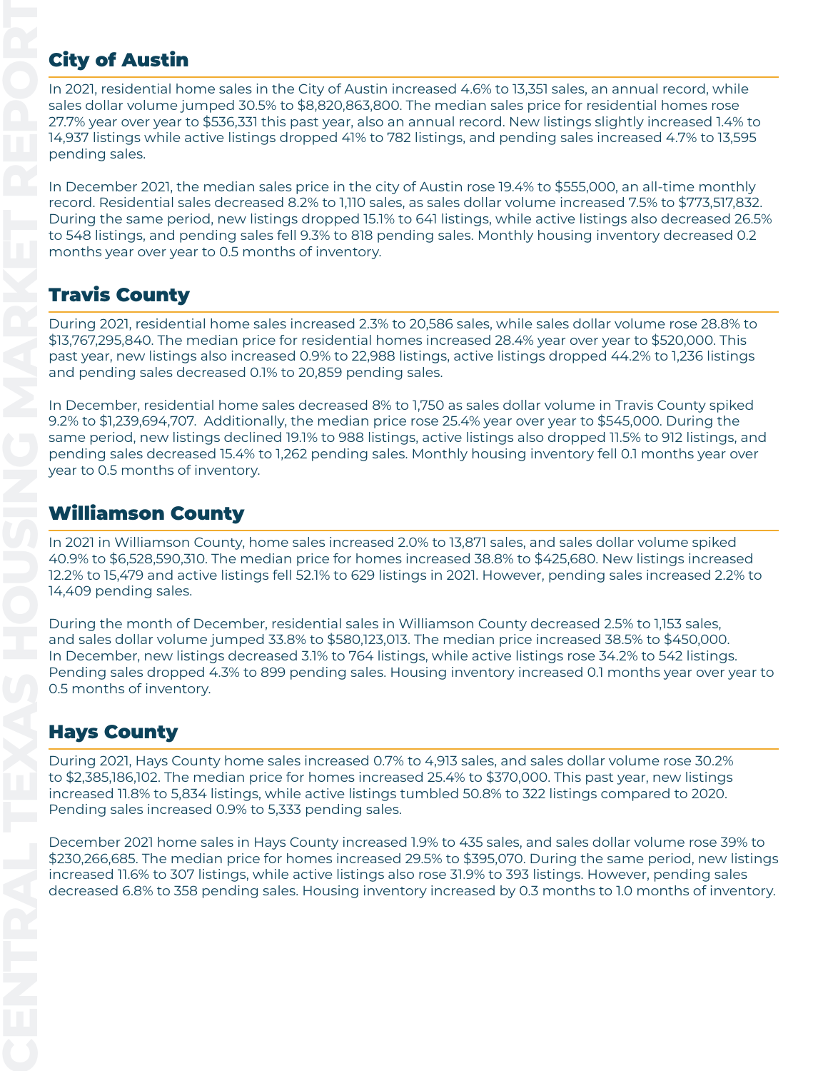## City of Austin

In 2021, residential home sales in the City of Austin increased 4.6% to 13,351 sales, an annual record, while sales dollar volume jumped 30.5% to $8,820,863,800. The median sales price for residential homes rose 27.7% year over year to $536,331 this past year, also an annual record. New listings slightly increased 1.4% to 14,937 listings while active listings dropped 41% to 782 listings, and pending sales increased 4.7% to 13,595 pending sales.

In December 2021, the median sales price in the city of Austin rose 19.4% to $555,000, an all-time monthly record. Residential sales decreased 8.2% to 1,110 sales, as sales dollar volume increased 7.5% to $773,517,832. During the same period, new listings dropped 15.1% to 641 listings, while active listings also decreased 26.5% to 548 listings, and pending sales fell 9.3% to 818 pending sales. Monthly housing inventory decreased 0.2 months year over year to 0.5 months of inventory.

## Travis County

During 2021, residential home sales increased 2.3% to 20,586 sales, while sales dollar volume rose 28.8% to $13,767,295,840. The median price for residential homes increased 28.4% year over year to $520,000. This past year, new listings also increased 0.9% to 22,988 listings, active listings dropped 44.2% to 1,236 listings and pending sales decreased 0.1% to 20,859 pending sales.

In December, residential home sales decreased 8% to 1,750 as sales dollar volume in Travis County spiked 9.2% to $1,239,694,707. Additionally, the median price rose 25.4% year over year to $545,000. During the same period, new listings declined 19.1% to 988 listings, active listings also dropped 11.5% to 912 listings, and pending sales decreased 15.4% to 1,262 pending sales. Monthly housing inventory fell 0.1 months year over year to 0.5 months of inventory.

## Williamson County

In 2021 in Williamson County, home sales increased 2.0% to 13,871 sales, and sales dollar volume spiked 40.9% to $6,528,590,310. The median price for homes increased 38.8% to $425,680. New listings increased 12.2% to 15,479 and active listings fell 52.1% to 629 listings in 2021. However, pending sales increased 2.2% to 14,409 pending sales.

During the month of December, residential sales in Williamson County decreased 2.5% to 1,153 sales, and sales dollar volume jumped 33.8% to $580,123,013. The median price increased 38.5% to $450,000. In December, new listings decreased 3.1% to 764 listings, while active listings rose 34.2% to 542 listings. Pending sales dropped 4.3% to 899 pending sales. Housing inventory increased 0.1 months year over year to 0.5 months of inventory.

## Hays County

During 2021, Hays County home sales increased 0.7% to 4,913 sales, and sales dollar volume rose 30.2% to $2,385,186,102. The median price for homes increased 25.4% to $370,000. This past year, new listings increased 11.8% to 5,834 listings, while active listings tumbled 50.8% to 322 listings compared to 2020. Pending sales increased 0.9% to 5,333 pending sales.

December 2021 home sales in Hays County increased 1.9% to 435 sales, and sales dollar volume rose 39% to $230,266,685. The median price for homes increased 29.5% to $395,070. During the same period, new listings increased 11.6% to 307 listings, while active listings also rose 31.9% to 393 listings. However, pending sales decreased 6.8% to 358 pending sales. Housing inventory increased by 0.3 months to 1.0 months of inventory.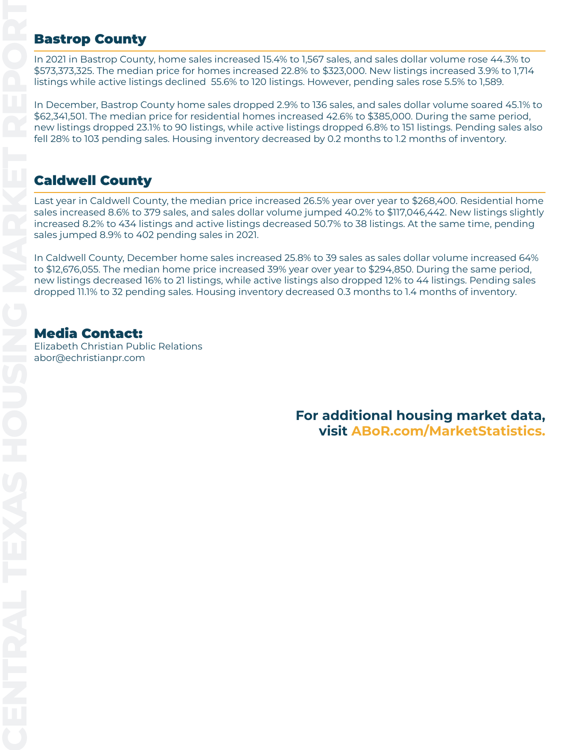## Bastrop County

In 2021 in Bastrop County, home sales increased 15.4% to 1,567 sales, and sales dollar volume rose 44.3% to $573,373,325. The median price for homes increased 22.8% to $323,000. New listings increased 3.9% to 1,714 listings while active listings declined 55.6% to 120 listings. However, pending sales rose 5.5% to 1,589.

In December, Bastrop County home sales dropped 2.9% to 136 sales, and sales dollar volume soared 45.1% to $62,341,501. The median price for residential homes increased 42.6% to $385,000. During the same period, new listings dropped 23.1% to 90 listings, while active listings dropped 6.8% to 151 listings. Pending sales also fell 28% to 103 pending sales. Housing inventory decreased by 0.2 months to 1.2 months of inventory.

## Caldwell County

Last year in Caldwell County, the median price increased 26.5% year over year to $268,400. Residential home sales increased 8.6% to 379 sales, and sales dollar volume jumped 40.2% to $117,046,442. New listings slightly increased 8.2% to 434 listings and active listings decreased 50.7% to 38 listings. At the same time, pending sales jumped 8.9% to 402 pending sales in 2021.

In Caldwell County, December home sales increased 25.8% to 39 sales as sales dollar volume increased 64% to $12,676,055. The median home price increased 39% year over year to $294,850. During the same period, new listings decreased 16% to 21 listings, while active listings also dropped 12% to 44 listings. Pending sales dropped 11.1% to 32 pending sales. Housing inventory decreased 0.3 months to 1.4 months of inventory.

## Media Contact:

Elizabeth Christian Public Relations
abor@echristianpr.com

**For additional housing market data, visit ABoR.com/MarketStatistics.**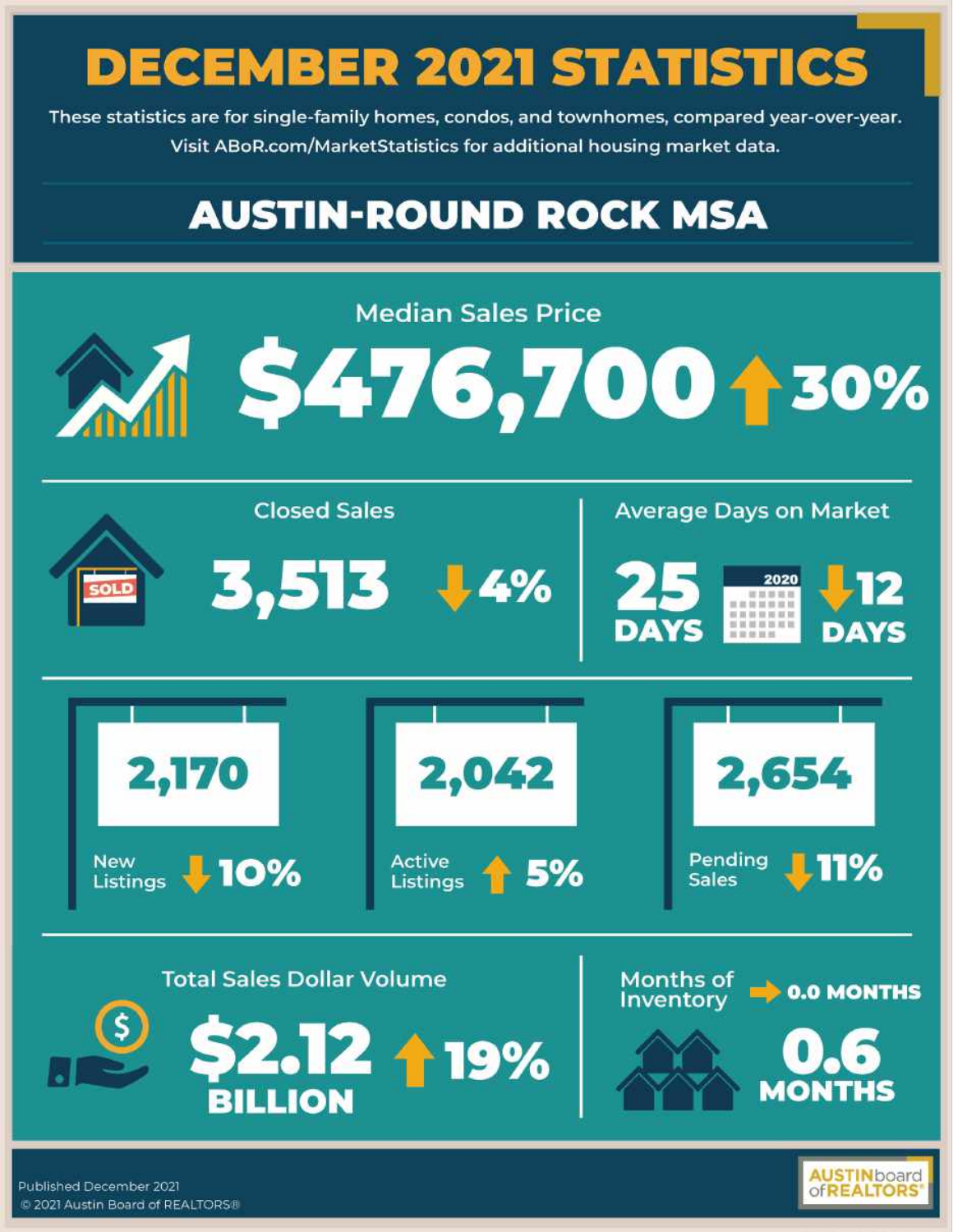# DECEMBER 2021 STATISTICS

These statistics are for single-family homes, condos, and townhomes, compared year-over-year.
Visit ABoR.com/MarketStatistics for additional housing market data.

## AUSTIN-ROUND ROCK MSA

### Median Sales Price

**$476,700** ↑ 30%

### Closed Sales

**3,513** ↓ 4%

### Average Days on Market

**25 DAYS** ↓ 12 DAYS

2020

### New Listings

**2,170** ↓ 10%

### Active Listings

**2,042** ↑ 5%

### Pending Sales

**2,654** ↓ 11%

### Total Sales Dollar Volume

**$2.12 BILLION** ↑ 19%

### Months of Inventory

**0.6 MONTHS** → 0.0 MONTHS

SOLD

Published December 2021
© 2021 Austin Board of REALTORS®

AUSTIN board of REALTORS®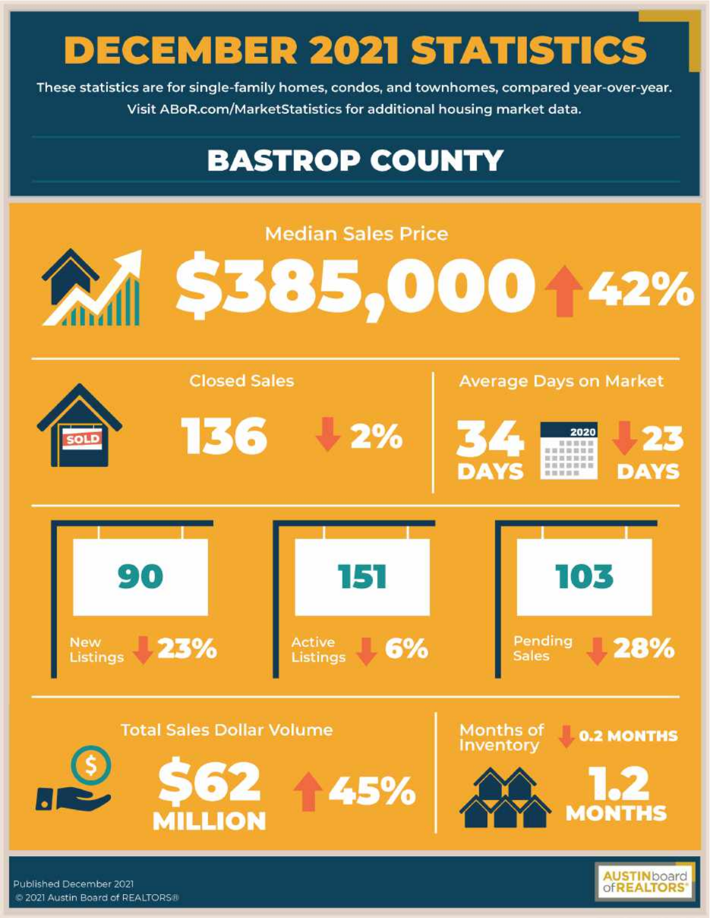# DECEMBER 2021 STATISTICS

These statistics are for single-family homes, condos, and townhomes, compared year-over-year. Visit ABoR.com/MarketStatistics for additional housing market data.

## BASTROP COUNTY

### Median Sales Price

**$385,000** ↑ 42%

### Closed Sales

**136** ↓ 2%

### Average Days on Market

**34 DAYS**

2020: ↓ 23 DAYS

### New Listings

**90** ↓ 23%

### Active Listings

**151** ↓ 6%

### Pending Sales

**103** ↓ 28%

### Total Sales Dollar Volume

**$62 MILLION** ↑ 45%

### Months of Inventory

↓ 0.2 MONTHS

**1.2 MONTHS**

Published December 2021

© 2021 Austin Board of REALTORS®

AUSTIN board of REALTORS®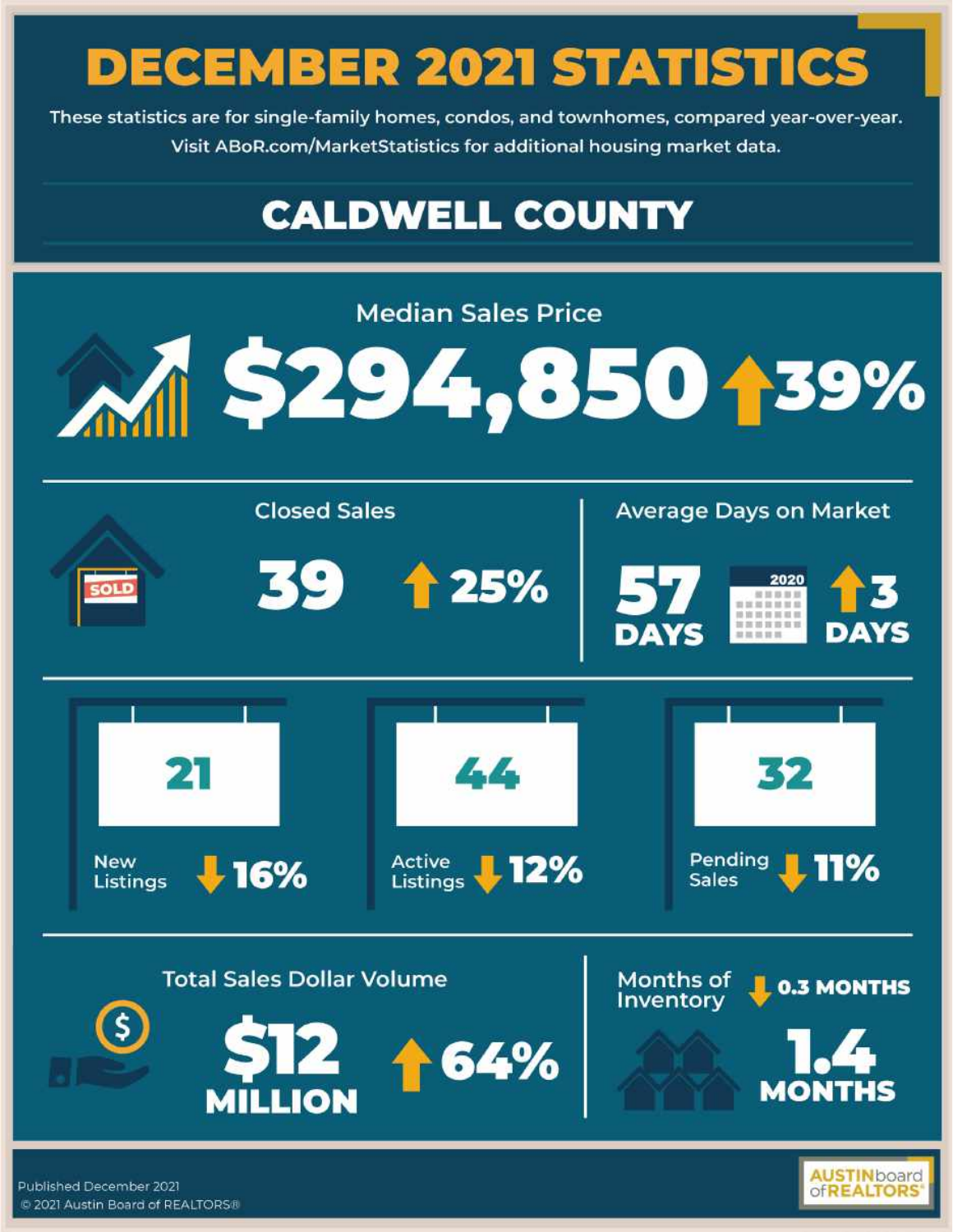# DECEMBER 2021 STATISTICS

These statistics are for single-family homes, condos, and townhomes, compared year-over-year.
Visit ABoR.com/MarketStatistics for additional housing market data.

## CALDWELL COUNTY

### Median Sales Price

**$294,850** ↑ 39%

### Closed Sales

**39** ↑ 25%

### Average Days on Market

**57 DAYS** 2020 ↑ 3 DAYS

### New Listings

**21** ↓ 16%

### Active Listings

**44** ↓ 12%

### Pending Sales

**32** ↓ 11%

### Total Sales Dollar Volume

**$12 MILLION** ↑ 64%

### Months of Inventory

↓ 0.3 MONTHS

**1.4 MONTHS**

Published December 2021
© 2021 Austin Board of REALTORS®

AUSTIN board of REALTORS®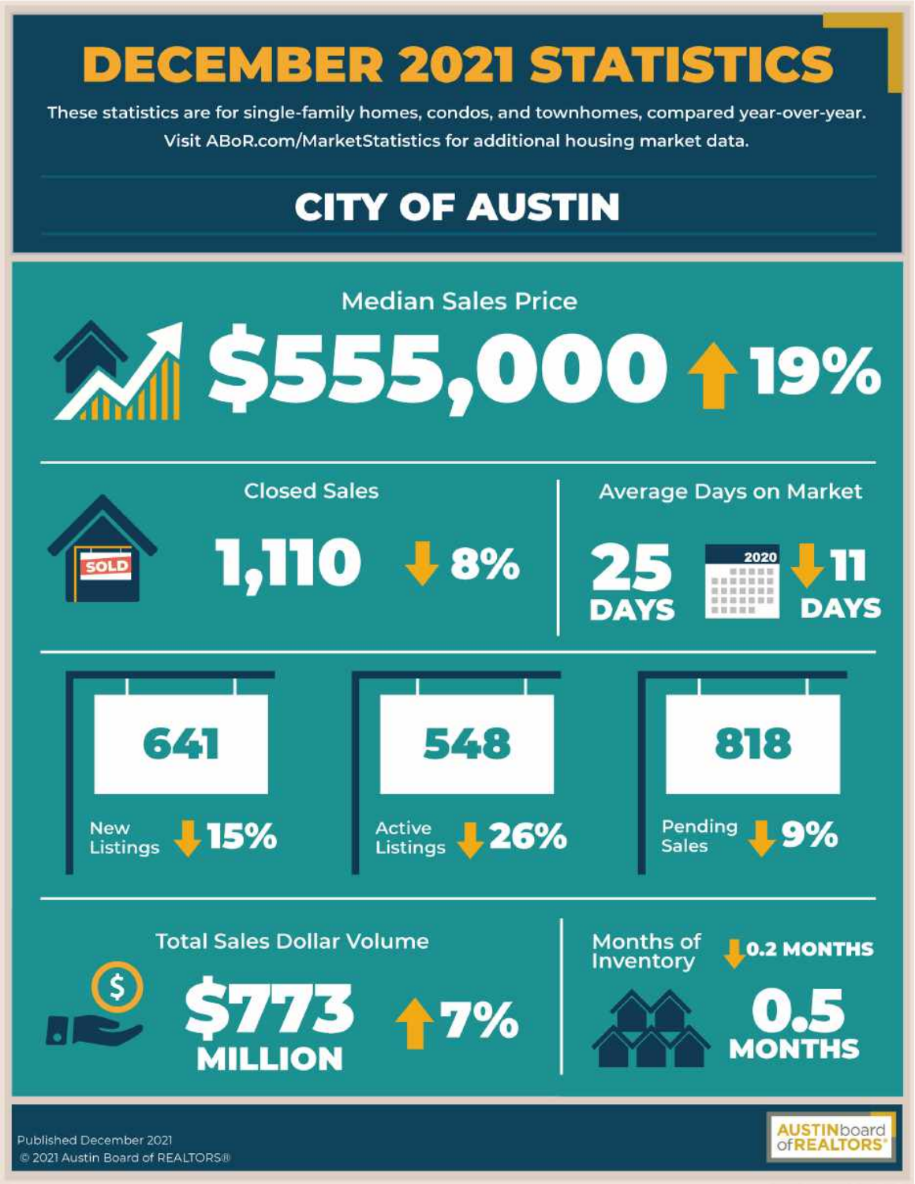# DECEMBER 2021 STATISTICS

These statistics are for single-family homes, condos, and townhomes, compared year-over-year. Visit ABoR.com/MarketStatistics for additional housing market data.

## CITY OF AUSTIN

### Median Sales Price

**$555,000** ↑ 19%

### Closed Sales

**1,110** ↓ 8%

### Average Days on Market

**25 DAYS** ↓ 11 DAYS (2020)

### New Listings

**641** ↓ 15%

### Active Listings

**548** ↓ 26%

### Pending Sales

**818** ↓ 9%

### Total Sales Dollar Volume

**$773 MILLION** ↑ 7%

### Months of Inventory

**0.5 MONTHS** ↓ 0.2 MONTHS

Published December 2021

© 2021 Austin Board of REALTORS®

AUSTIN board of REALTORS®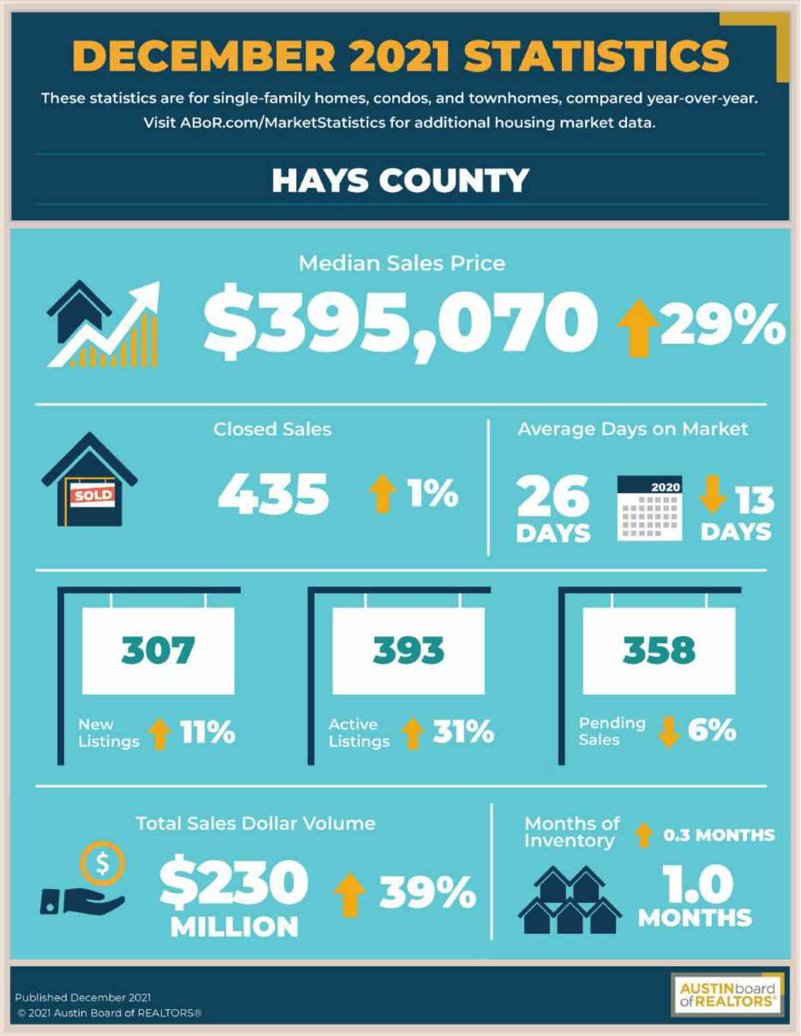# DECEMBER 2021 STATISTICS

These statistics are for single-family homes, condos, and townhomes, compared year-over-year.
Visit ABoR.com/MarketStatistics for additional housing market data.

## HAYS COUNTY

**Median Sales Price**

**$395,070** ↑ 29%

**Closed Sales**

**435** ↑ 1%

**Average Days on Market**

**26 DAYS** 2020 ↓ 13 DAYS

**307**
New Listings ↑ 11%

**393**
Active Listings ↑ 31%

**358**
Pending Sales ↓ 6%

**Total Sales Dollar Volume**

**$230 MILLION** ↑ 39%

**Months of Inventory** ↑ 0.3 MONTHS

**1.0 MONTHS**

Published December 2021
© 2021 Austin Board of REALTORS®

AUSTIN board of REALTORS®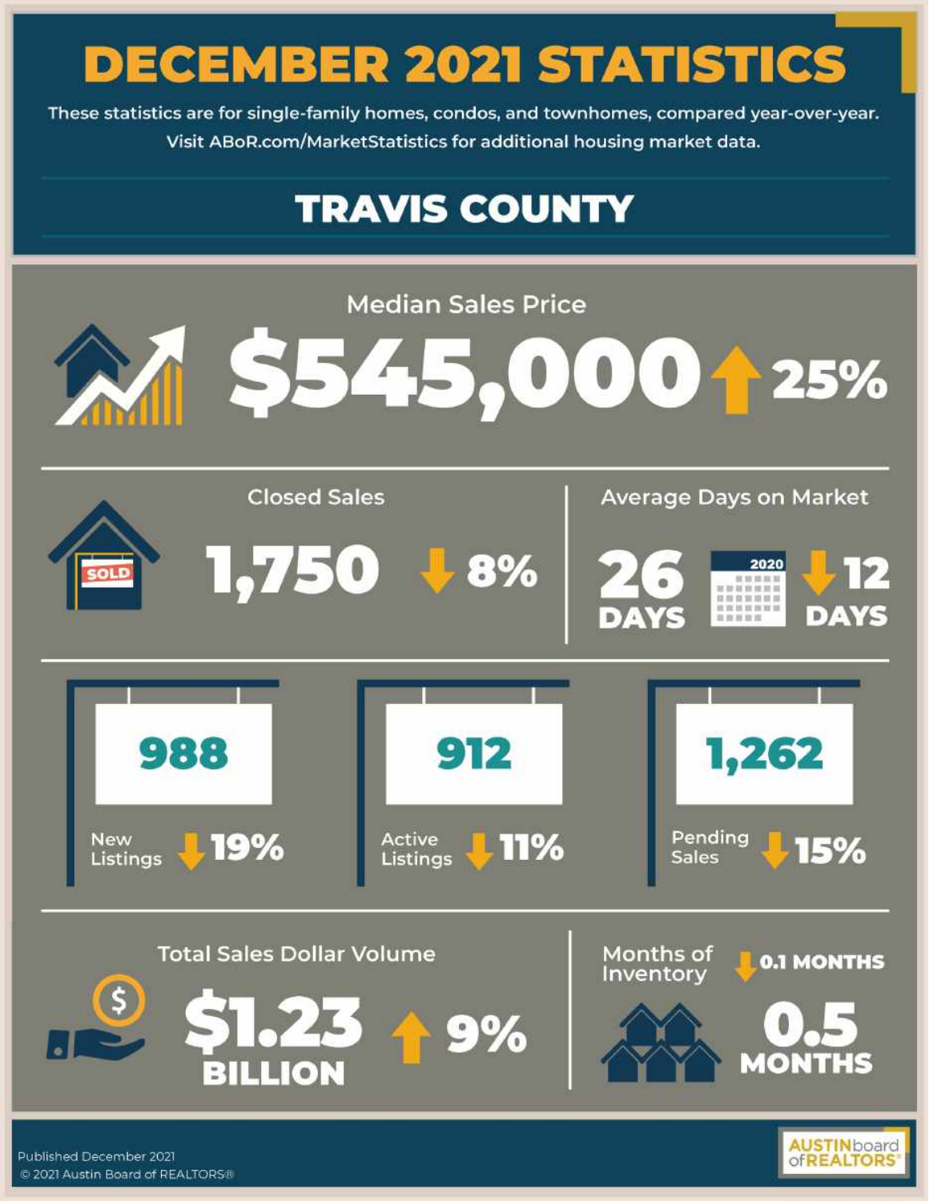# DECEMBER 2021 STATISTICS

These statistics are for single-family homes, condos, and townhomes, compared year-over-year.
Visit ABoR.com/MarketStatistics for additional housing market data.

## TRAVIS COUNTY

### Median Sales Price

**$545,000** ↑ 25%

### Closed Sales

**1,750** ↓ 8%

### Average Days on Market

**26 DAYS** 2020 ↓ 12 DAYS

### New Listings

**988** ↓ 19%

### Active Listings

**912** ↓ 11%

### Pending Sales

**1,262** ↓ 15%

### Total Sales Dollar Volume

**$1.23 BILLION** ↑ 9%

### Months of Inventory

↓ 0.1 MONTHS

**0.5 MONTHS**

Published December 2021
© 2021 Austin Board of REALTORS®

AUSTIN board of REALTORS®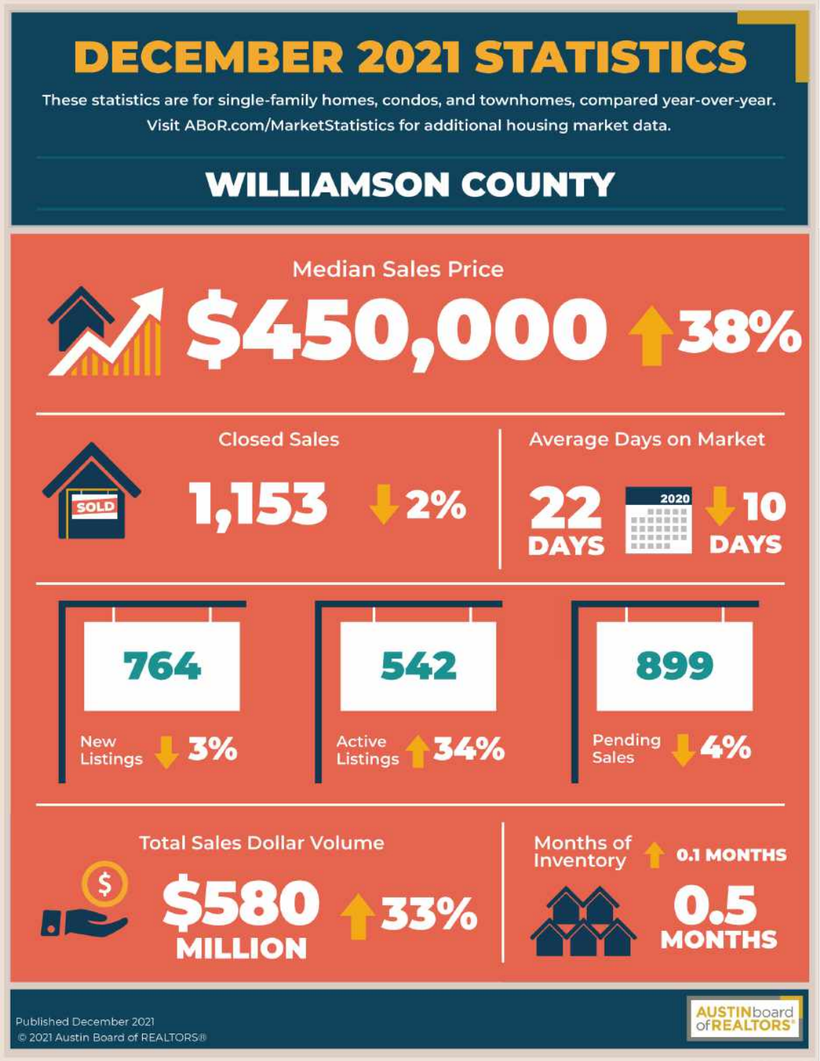# DECEMBER 2021 STATISTICS

These statistics are for single-family homes, condos, and townhomes, compared year-over-year.
Visit ABoR.com/MarketStatistics for additional housing market data.

## WILLIAMSON COUNTY

### Median Sales Price

**$450,000** ↑ 38%

### Closed Sales

**1,153** ↓ 2%

### Average Days on Market

**22 DAYS**

2020 ↓ 10 DAYS

**764**
New Listings ↓ 3%

**542**
Active Listings ↑ 34%

**899**
Pending Sales ↓ 4%

### Total Sales Dollar Volume

**$580 MILLION** ↑ 33%

### Months of Inventory

↑ 0.1 MONTHS

**0.5 MONTHS**

Published December 2021
© 2021 Austin Board of REALTORS®

AUSTIN board of REALTORS®